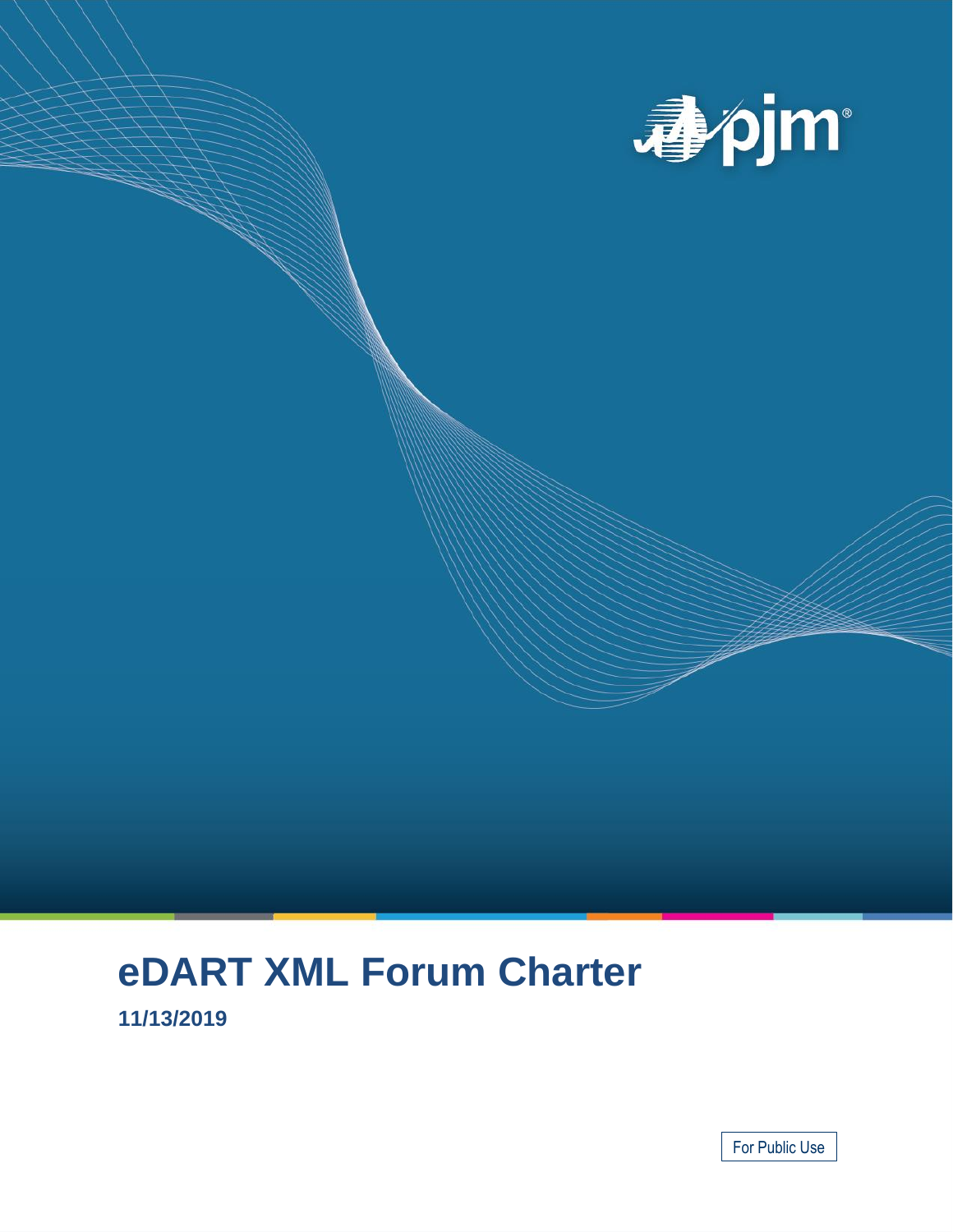# eDART XML Forum Charter

**11/13/2019**

For Public Use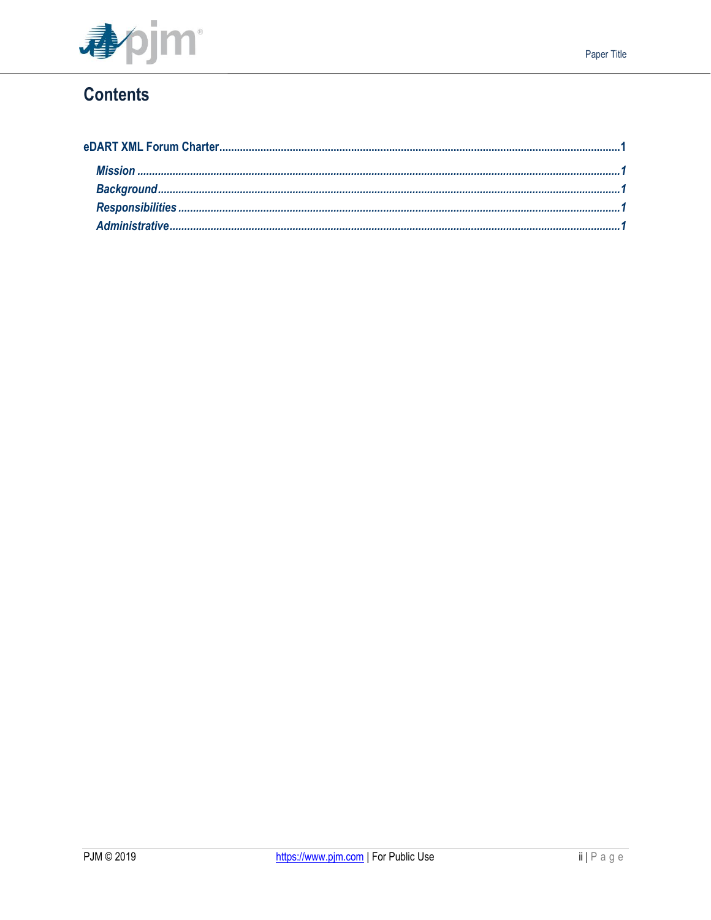# Contents

**eDART XML Forum Charter**......................................................................................................................1

*Mission*....................................................................................................................................................1

*Background*..............................................................................................................................................1

*Responsibilities*.......................................................................................................................................1

*Administrative*.........................................................................................................................................1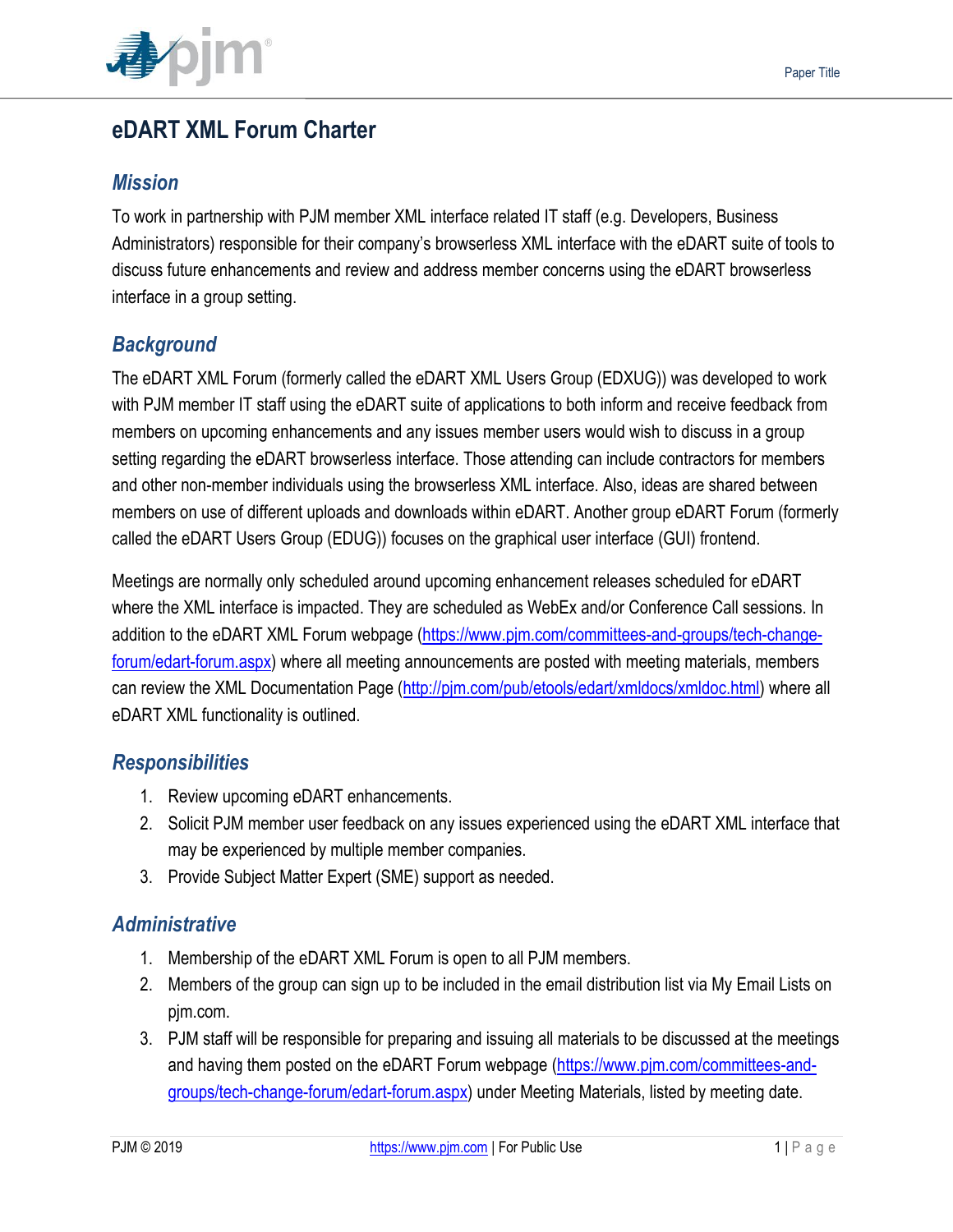# eDART XML Forum Charter

## Mission

To work in partnership with PJM member XML interface related IT staff (e.g. Developers, Business Administrators) responsible for their company's browserless XML interface with the eDART suite of tools to discuss future enhancements and review and address member concerns using the eDART browserless interface in a group setting.

## Background

The eDART XML Forum (formerly called the eDART XML Users Group (EDXUG)) was developed to work with PJM member IT staff using the eDART suite of applications to both inform and receive feedback from members on upcoming enhancements and any issues member users would wish to discuss in a group setting regarding the eDART browserless interface. Those attending can include contractors for members and other non-member individuals using the browserless XML interface. Also, ideas are shared between members on use of different uploads and downloads within eDART. Another group eDART Forum (formerly called the eDART Users Group (EDUG)) focuses on the graphical user interface (GUI) frontend.

Meetings are normally only scheduled around upcoming enhancement releases scheduled for eDART where the XML interface is impacted. They are scheduled as WebEx and/or Conference Call sessions. In addition to the eDART XML Forum webpage (https://www.pjm.com/committees-and-groups/tech-change-forum/edart-forum.aspx) where all meeting announcements are posted with meeting materials, members can review the XML Documentation Page (http://pjm.com/pub/etools/edart/xmldocs/xmldoc.html) where all eDART XML functionality is outlined.

## Responsibilities

1. Review upcoming eDART enhancements.
2. Solicit PJM member user feedback on any issues experienced using the eDART XML interface that may be experienced by multiple member companies.
3. Provide Subject Matter Expert (SME) support as needed.

## Administrative

1. Membership of the eDART XML Forum is open to all PJM members.
2. Members of the group can sign up to be included in the email distribution list via My Email Lists on pjm.com.
3. PJM staff will be responsible for preparing and issuing all materials to be discussed at the meetings and having them posted on the eDART Forum webpage (https://www.pjm.com/committees-and-groups/tech-change-forum/edart-forum.aspx) under Meeting Materials, listed by meeting date.